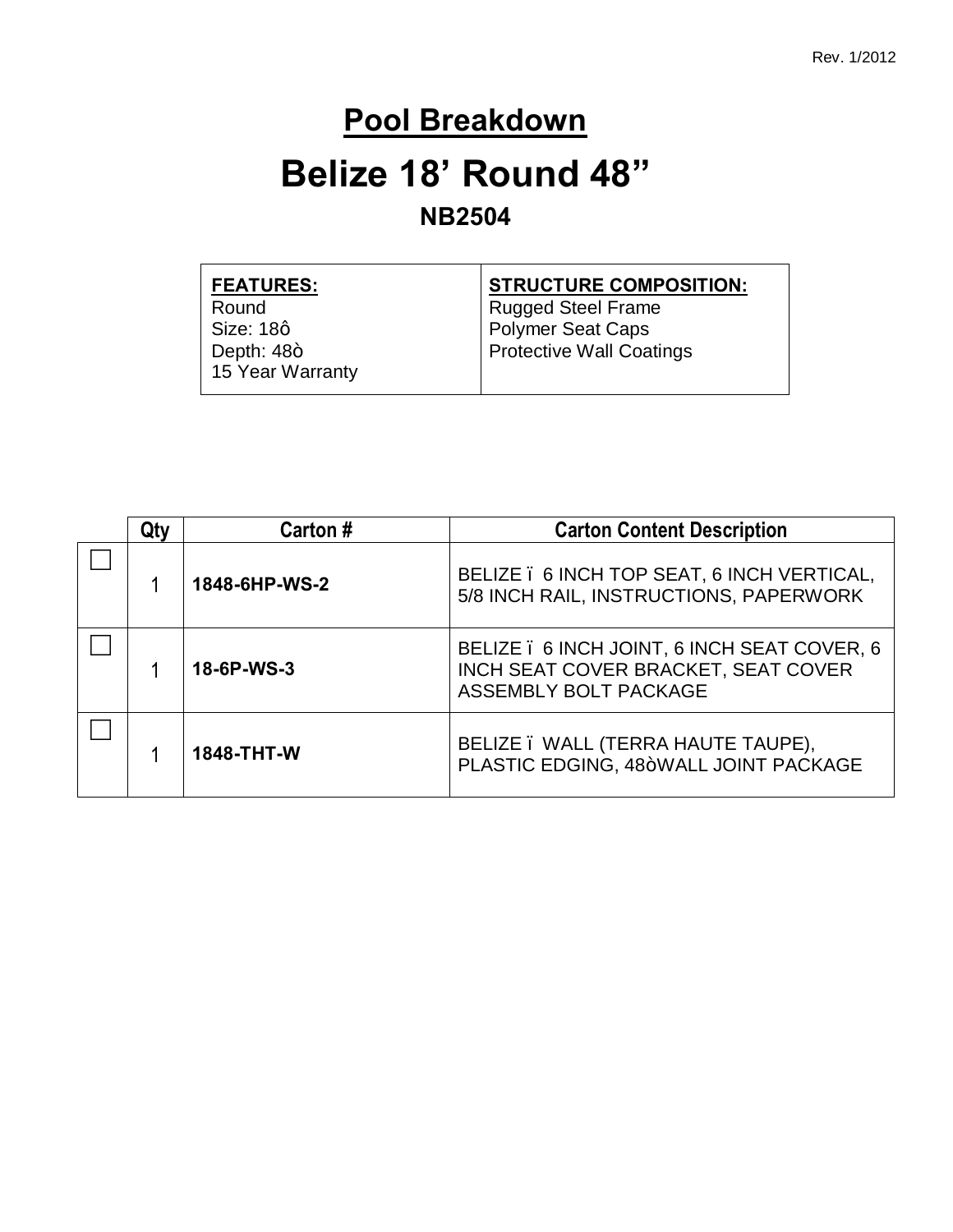Rev. 1/2012

# Pool Breakdown

# Belize 18' Round 48"

## NB2504

| **FEATURES:** | **STRUCTURE COMPOSITION:** |
|---|---|
| Round<br>Size: 18ô<br>Depth: 48ò<br>15 Year Warranty | Rugged Steel Frame<br>Polymer Seat Caps<br>Protective Wall Coatings |

| | Qty | Carton # | Carton Content Description |
|---|---|---|---|
| ☐ | 1 | **1848-6HP-WS-2** | BELIZE ï 6 INCH TOP SEAT, 6 INCH VERTICAL, 5/8 INCH RAIL, INSTRUCTIONS, PAPERWORK |
| ☐ | 1 | **18-6P-WS-3** | BELIZE ï 6 INCH JOINT, 6 INCH SEAT COVER, 6 INCH SEAT COVER BRACKET, SEAT COVER ASSEMBLY BOLT PACKAGE |
| ☐ | 1 | **1848-THT-W** | BELIZE ï WALL (TERRA HAUTE TAUPE), PLASTIC EDGING, 48òWALL JOINT PACKAGE |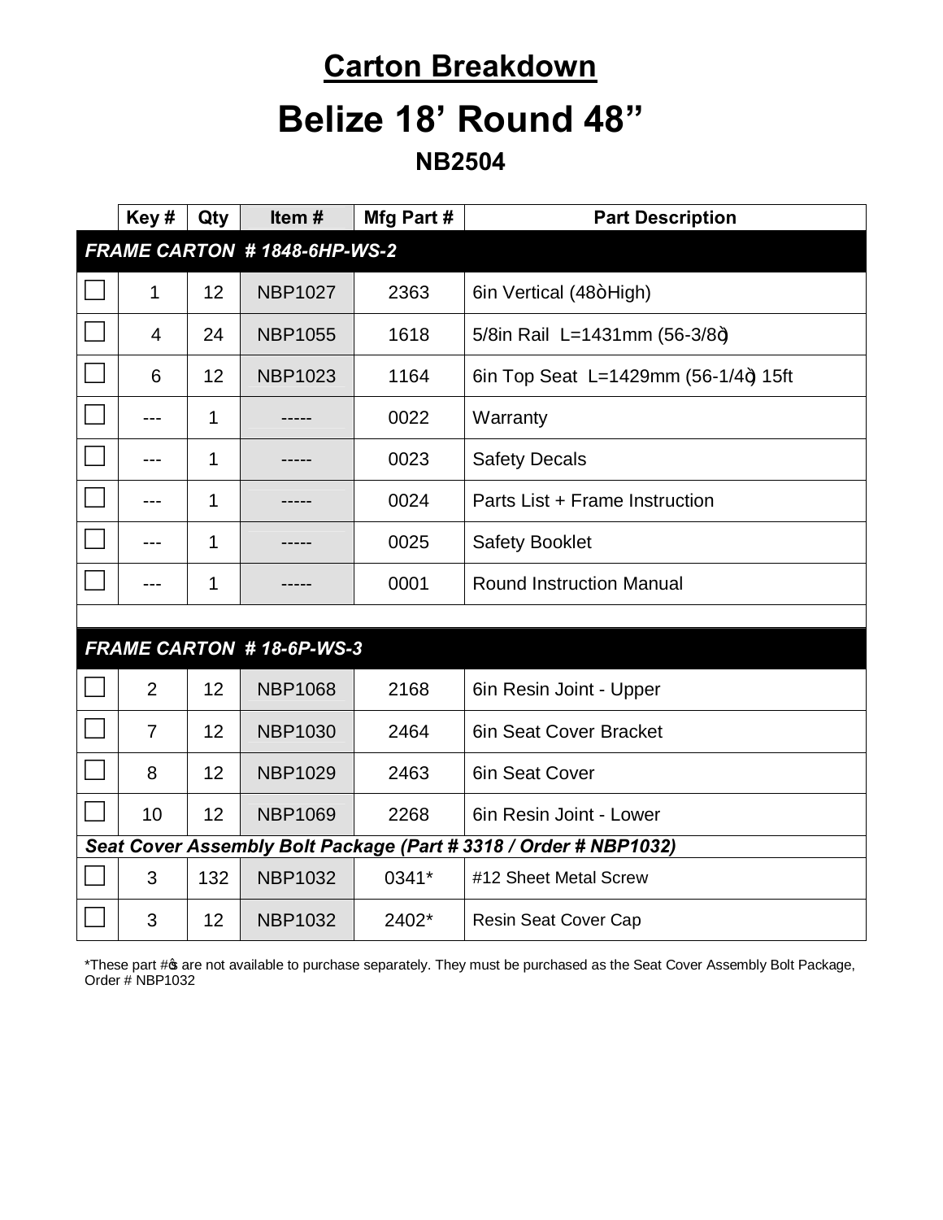# Carton Breakdown

# Belize 18' Round 48"

## NB2504

| | Key # | Qty | Item # | Mfg Part # | Part Description |
|---|---|---|---|---|---|
| ***FRAME CARTON # 1848-6HP-WS-2*** | | | | | |
| ☐ | 1 | 12 | NBP1027 | 2363 | 6in Vertical (48òHigh) |
| ☐ | 4 | 24 | NBP1055 | 1618 | 5/8in Rail L=1431mm (56-3/8ò) |
| ☐ | 6 | 12 | NBP1023 | 1164 | 6in Top Seat L=1429mm (56-1/4ò) 15ft |
| ☐ | --- | 1 | ----- | 0022 | Warranty |
| ☐ | --- | 1 | ----- | 0023 | Safety Decals |
| ☐ | --- | 1 | ----- | 0024 | Parts List + Frame Instruction |
| ☐ | --- | 1 | ----- | 0025 | Safety Booklet |
| ☐ | --- | 1 | ----- | 0001 | Round Instruction Manual |
| | | | | | |
| ***FRAME CARTON # 18-6P-WS-3*** | | | | | |
| ☐ | 2 | 12 | NBP1068 | 2168 | 6in Resin Joint - Upper |
| ☐ | 7 | 12 | NBP1030 | 2464 | 6in Seat Cover Bracket |
| ☐ | 8 | 12 | NBP1029 | 2463 | 6in Seat Cover |
| ☐ | 10 | 12 | NBP1069 | 2268 | 6in Resin Joint - Lower |
| ***Seat Cover Assembly Bolt Package (Part # 3318 / Order # NBP1032)*** | | | | | |
| ☐ | 3 | 132 | NBP1032 | 0341* | #12 Sheet Metal Screw |
| ☐ | 3 | 12 | NBP1032 | 2402* | Resin Seat Cover Cap |

*These part #ŝ are not available to purchase separately. They must be purchased as the Seat Cover Assembly Bolt Package, Order # NBP1032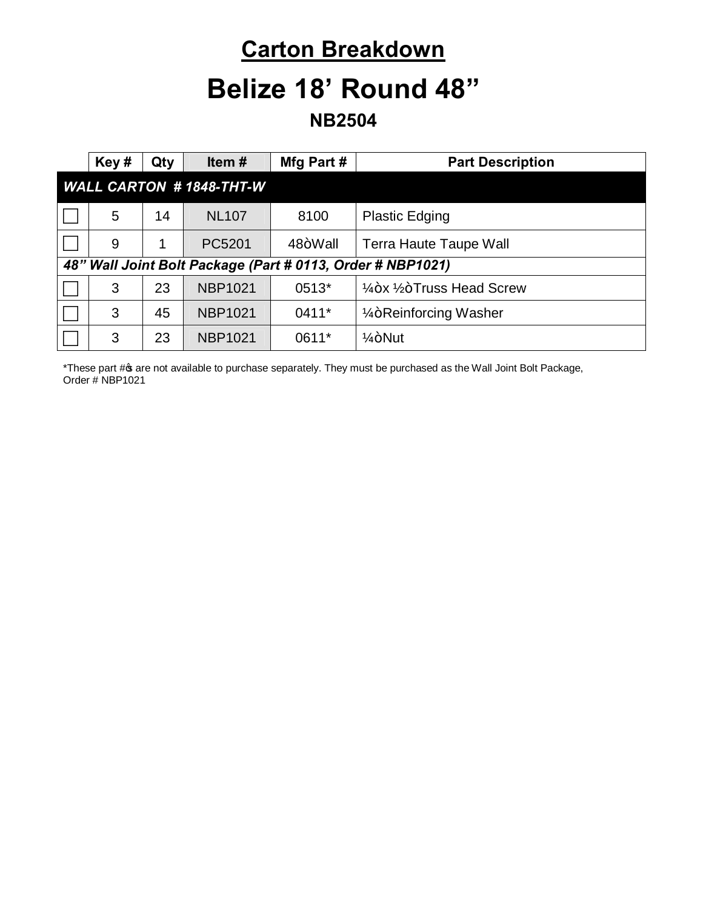# Carton Breakdown

# Belize 18' Round 48"

## NB2504

| | Key # | Qty | Item # | Mfg Part # | Part Description |
|---|---|---|---|---|---|
| ***WALL CARTON # 1848-THT-W*** | | | | | |
| ☐ | 5 | 14 | NL107 | 8100 | Plastic Edging |
| ☐ | 9 | 1 | PC5201 | 48òWall | Terra Haute Taupe Wall |
| ***48" Wall Joint Bolt Package (Part # 0113, Order # NBP1021)*** | | | | | |
| ☐ | 3 | 23 | NBP1021 | 0513* | ¼òx ½òTruss Head Screw |
| ☐ | 3 | 45 | NBP1021 | 0411* | ¼òReinforcing Washer |
| ☐ | 3 | 23 | NBP1021 | 0611* | ¼òNut |

*These part #ĉs are not available to purchase separately. They must be purchased as the Wall Joint Bolt Package, Order # NBP1021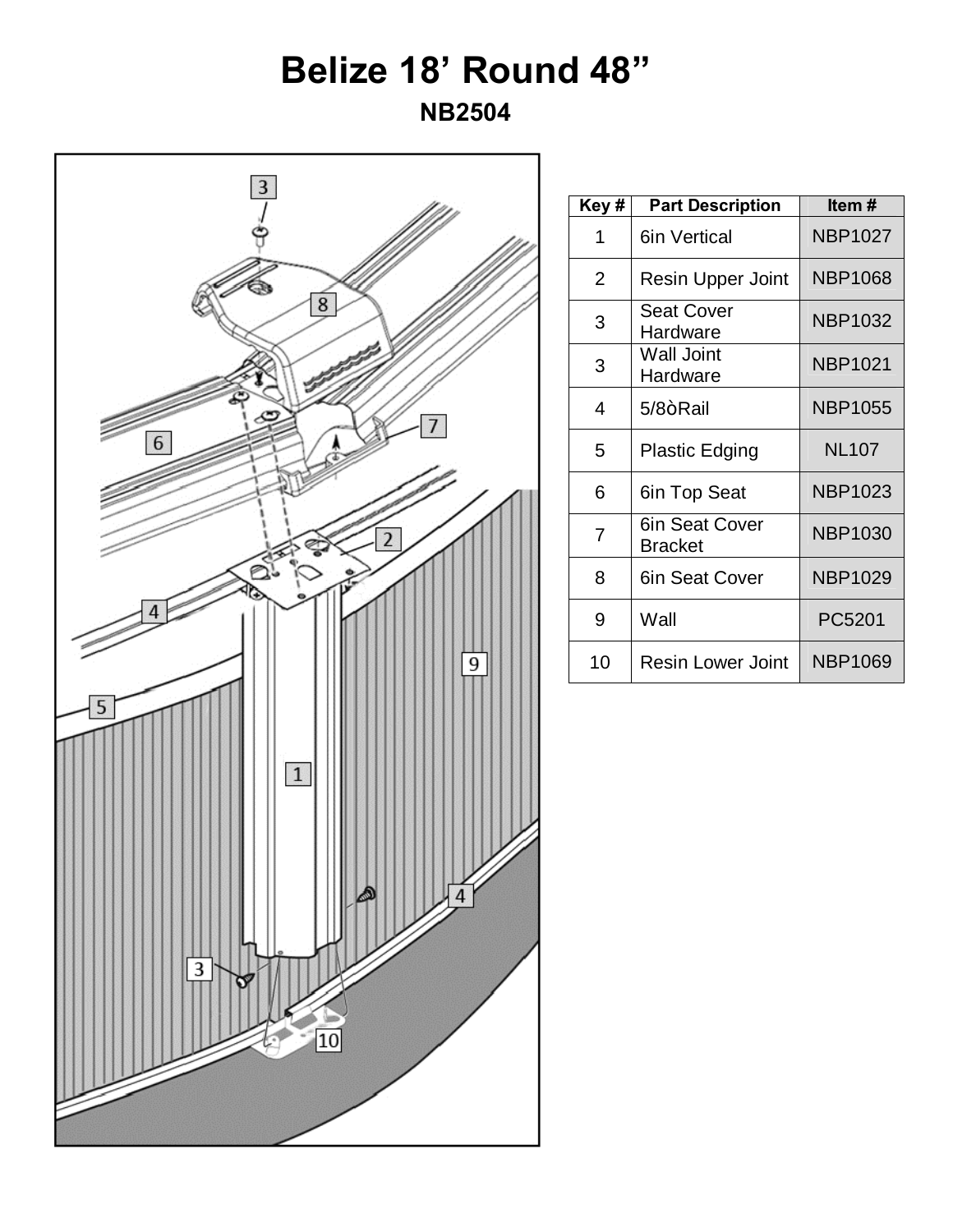# Belize 18' Round 48"

## NB2504

1

2

3

3

4

4

5

6

7

8

9

10

| Key # | Part Description | Item # |
|---|---|---|
| 1 | 6in Vertical | NBP1027 |
| 2 | Resin Upper Joint | NBP1068 |
| 3 | Seat Cover Hardware | NBP1032 |
| 3 | Wall Joint Hardware | NBP1021 |
| 4 | 5/8òRail | NBP1055 |
| 5 | Plastic Edging | NL107 |
| 6 | 6in Top Seat | NBP1023 |
| 7 | 6in Seat Cover Bracket | NBP1030 |
| 8 | 6in Seat Cover | NBP1029 |
| 9 | Wall | PC5201 |
| 10 | Resin Lower Joint | NBP1069 |